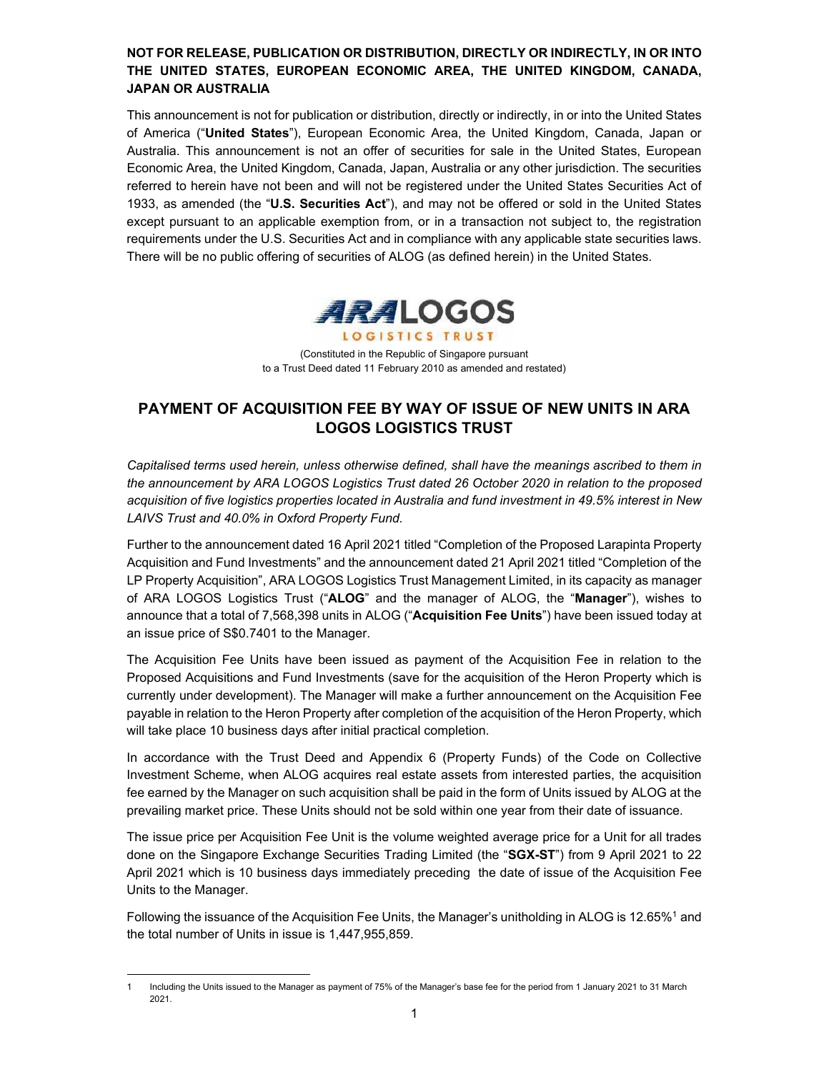**NOT FOR RELEASE, PUBLICATION OR DISTRIBUTION, DIRECTLY OR INDIRECTLY, IN OR INTO THE UNITED STATES, EUROPEAN ECONOMIC AREA, THE UNITED KINGDOM, CANADA, JAPAN OR AUSTRALIA**

This announcement is not for publication or distribution, directly or indirectly, in or into the United States of America ("**United States**"), European Economic Area, the United Kingdom, Canada, Japan or Australia. This announcement is not an offer of securities for sale in the United States, European Economic Area, the United Kingdom, Canada, Japan, Australia or any other jurisdiction. The securities referred to herein have not been and will not be registered under the United States Securities Act of 1933, as amended (the "**U.S. Securities Act**"), and may not be offered or sold in the United States except pursuant to an applicable exemption from, or in a transaction not subject to, the registration requirements under the U.S. Securities Act and in compliance with any applicable state securities laws. There will be no public offering of securities of ALOG (as defined herein) in the United States.

ARA LOGOS
LOGISTICS TRUST

(Constituted in the Republic of Singapore pursuant to a Trust Deed dated 11 February 2010 as amended and restated)

## PAYMENT OF ACQUISITION FEE BY WAY OF ISSUE OF NEW UNITS IN ARA LOGOS LOGISTICS TRUST

*Capitalised terms used herein, unless otherwise defined, shall have the meanings ascribed to them in the announcement by ARA LOGOS Logistics Trust dated 26 October 2020 in relation to the proposed acquisition of five logistics properties located in Australia and fund investment in 49.5% interest in New LAIVS Trust and 40.0% in Oxford Property Fund.*

Further to the announcement dated 16 April 2021 titled "Completion of the Proposed Larapinta Property Acquisition and Fund Investments" and the announcement dated 21 April 2021 titled "Completion of the LP Property Acquisition", ARA LOGOS Logistics Trust Management Limited, in its capacity as manager of ARA LOGOS Logistics Trust ("**ALOG**" and the manager of ALOG, the "**Manager**"), wishes to announce that a total of 7,568,398 units in ALOG ("**Acquisition Fee Units**") have been issued today at an issue price of S$0.7401 to the Manager.

The Acquisition Fee Units have been issued as payment of the Acquisition Fee in relation to the Proposed Acquisitions and Fund Investments (save for the acquisition of the Heron Property which is currently under development). The Manager will make a further announcement on the Acquisition Fee payable in relation to the Heron Property after completion of the acquisition of the Heron Property, which will take place 10 business days after initial practical completion.

In accordance with the Trust Deed and Appendix 6 (Property Funds) of the Code on Collective Investment Scheme, when ALOG acquires real estate assets from interested parties, the acquisition fee earned by the Manager on such acquisition shall be paid in the form of Units issued by ALOG at the prevailing market price. These Units should not be sold within one year from their date of issuance.

The issue price per Acquisition Fee Unit is the volume weighted average price for a Unit for all trades done on the Singapore Exchange Securities Trading Limited (the "**SGX-ST**") from 9 April 2021 to 22 April 2021 which is 10 business days immediately preceding the date of issue of the Acquisition Fee Units to the Manager.

Following the issuance of the Acquisition Fee Units, the Manager's unitholding in ALOG is 12.65%[1] and the total number of Units in issue is 1,447,955,859.

---

1 Including the Units issued to the Manager as payment of 75% of the Manager's base fee for the period from 1 January 2021 to 31 March 2021.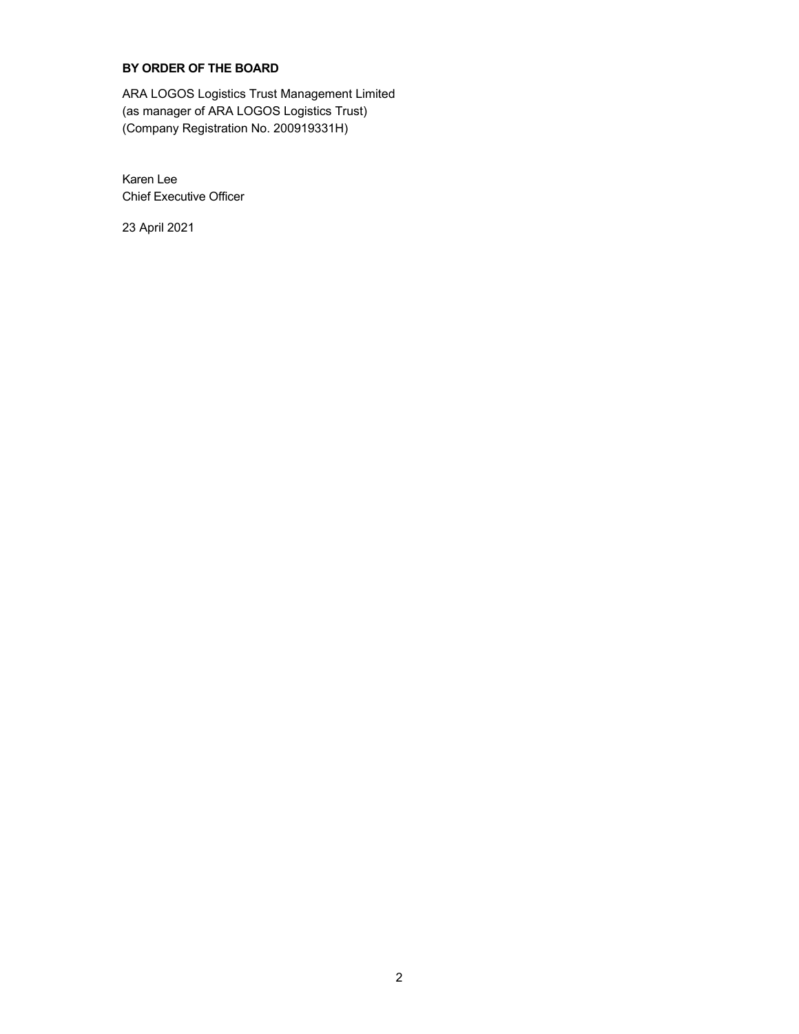**BY ORDER OF THE BOARD**

ARA LOGOS Logistics Trust Management Limited
(as manager of ARA LOGOS Logistics Trust)
(Company Registration No. 200919331H)

Karen Lee
Chief Executive Officer

23 April 2021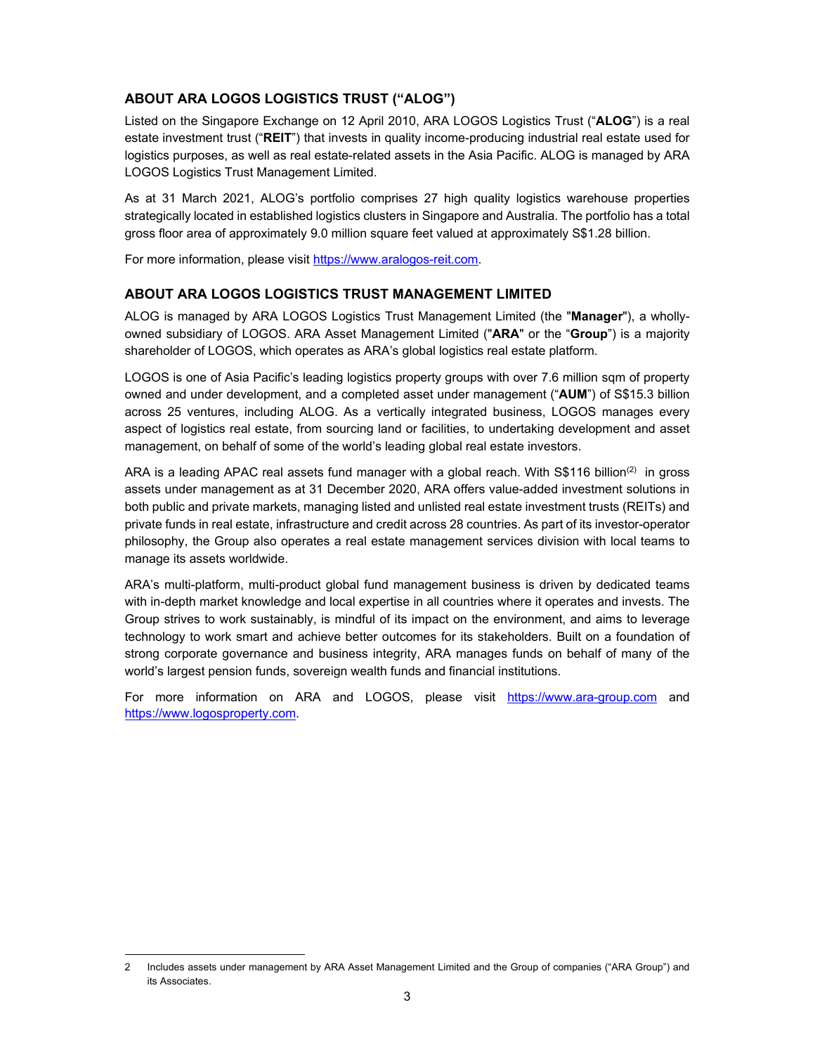## ABOUT ARA LOGOS LOGISTICS TRUST ("ALOG")

Listed on the Singapore Exchange on 12 April 2010, ARA LOGOS Logistics Trust ("**ALOG**") is a real estate investment trust ("**REIT**") that invests in quality income-producing industrial real estate used for logistics purposes, as well as real estate-related assets in the Asia Pacific. ALOG is managed by ARA LOGOS Logistics Trust Management Limited.

As at 31 March 2021, ALOG's portfolio comprises 27 high quality logistics warehouse properties strategically located in established logistics clusters in Singapore and Australia. The portfolio has a total gross floor area of approximately 9.0 million square feet valued at approximately S$1.28 billion.

For more information, please visit https://www.aralogos-reit.com.

## ABOUT ARA LOGOS LOGISTICS TRUST MANAGEMENT LIMITED

ALOG is managed by ARA LOGOS Logistics Trust Management Limited (the "**Manager**"), a wholly-owned subsidiary of LOGOS. ARA Asset Management Limited ("**ARA**" or the "**Group**") is a majority shareholder of LOGOS, which operates as ARA's global logistics real estate platform.

LOGOS is one of Asia Pacific's leading logistics property groups with over 7.6 million sqm of property owned and under development, and a completed asset under management ("**AUM**") of S$15.3 billion across 25 ventures, including ALOG. As a vertically integrated business, LOGOS manages every aspect of logistics real estate, from sourcing land or facilities, to undertaking development and asset management, on behalf of some of the world's leading global real estate investors.

ARA is a leading APAC real assets fund manager with a global reach. With S$116 billion(2) in gross assets under management as at 31 December 2020, ARA offers value-added investment solutions in both public and private markets, managing listed and unlisted real estate investment trusts (REITs) and private funds in real estate, infrastructure and credit across 28 countries. As part of its investor-operator philosophy, the Group also operates a real estate management services division with local teams to manage its assets worldwide.

ARA's multi-platform, multi-product global fund management business is driven by dedicated teams with in-depth market knowledge and local expertise in all countries where it operates and invests. The Group strives to work sustainably, is mindful of its impact on the environment, and aims to leverage technology to work smart and achieve better outcomes for its stakeholders. Built on a foundation of strong corporate governance and business integrity, ARA manages funds on behalf of many of the world's largest pension funds, sovereign wealth funds and financial institutions.

For more information on ARA and LOGOS, please visit https://www.ara-group.com and https://www.logosproperty.com.

---

2 Includes assets under management by ARA Asset Management Limited and the Group of companies ("ARA Group") and its Associates.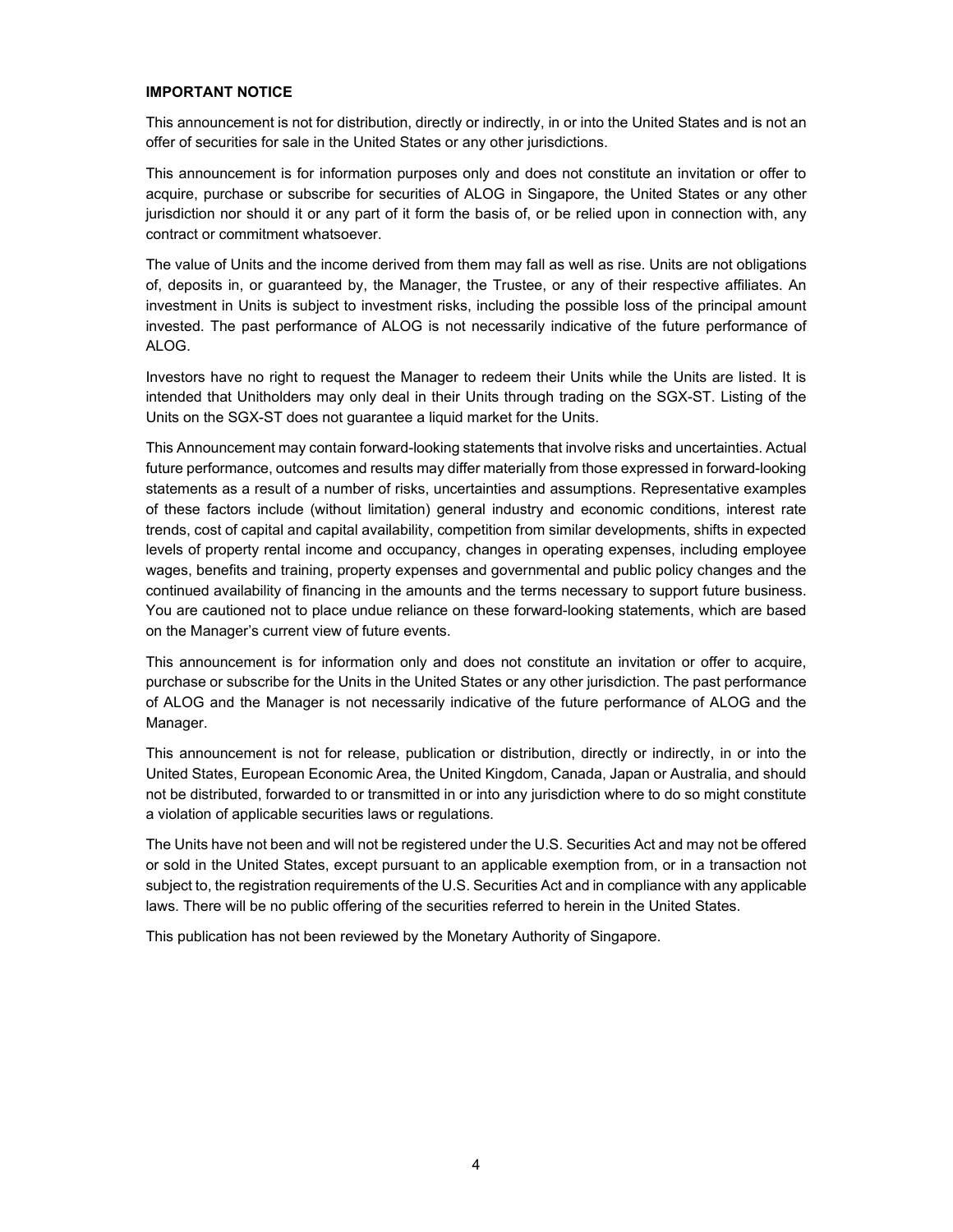**IMPORTANT NOTICE**

This announcement is not for distribution, directly or indirectly, in or into the United States and is not an offer of securities for sale in the United States or any other jurisdictions.

This announcement is for information purposes only and does not constitute an invitation or offer to acquire, purchase or subscribe for securities of ALOG in Singapore, the United States or any other jurisdiction nor should it or any part of it form the basis of, or be relied upon in connection with, any contract or commitment whatsoever.

The value of Units and the income derived from them may fall as well as rise. Units are not obligations of, deposits in, or guaranteed by, the Manager, the Trustee, or any of their respective affiliates. An investment in Units is subject to investment risks, including the possible loss of the principal amount invested. The past performance of ALOG is not necessarily indicative of the future performance of ALOG.

Investors have no right to request the Manager to redeem their Units while the Units are listed. It is intended that Unitholders may only deal in their Units through trading on the SGX-ST. Listing of the Units on the SGX-ST does not guarantee a liquid market for the Units.

This Announcement may contain forward-looking statements that involve risks and uncertainties. Actual future performance, outcomes and results may differ materially from those expressed in forward-looking statements as a result of a number of risks, uncertainties and assumptions. Representative examples of these factors include (without limitation) general industry and economic conditions, interest rate trends, cost of capital and capital availability, competition from similar developments, shifts in expected levels of property rental income and occupancy, changes in operating expenses, including employee wages, benefits and training, property expenses and governmental and public policy changes and the continued availability of financing in the amounts and the terms necessary to support future business. You are cautioned not to place undue reliance on these forward-looking statements, which are based on the Manager's current view of future events.

This announcement is for information only and does not constitute an invitation or offer to acquire, purchase or subscribe for the Units in the United States or any other jurisdiction. The past performance of ALOG and the Manager is not necessarily indicative of the future performance of ALOG and the Manager.

This announcement is not for release, publication or distribution, directly or indirectly, in or into the United States, European Economic Area, the United Kingdom, Canada, Japan or Australia, and should not be distributed, forwarded to or transmitted in or into any jurisdiction where to do so might constitute a violation of applicable securities laws or regulations.

The Units have not been and will not be registered under the U.S. Securities Act and may not be offered or sold in the United States, except pursuant to an applicable exemption from, or in a transaction not subject to, the registration requirements of the U.S. Securities Act and in compliance with any applicable laws. There will be no public offering of the securities referred to herein in the United States.

This publication has not been reviewed by the Monetary Authority of Singapore.